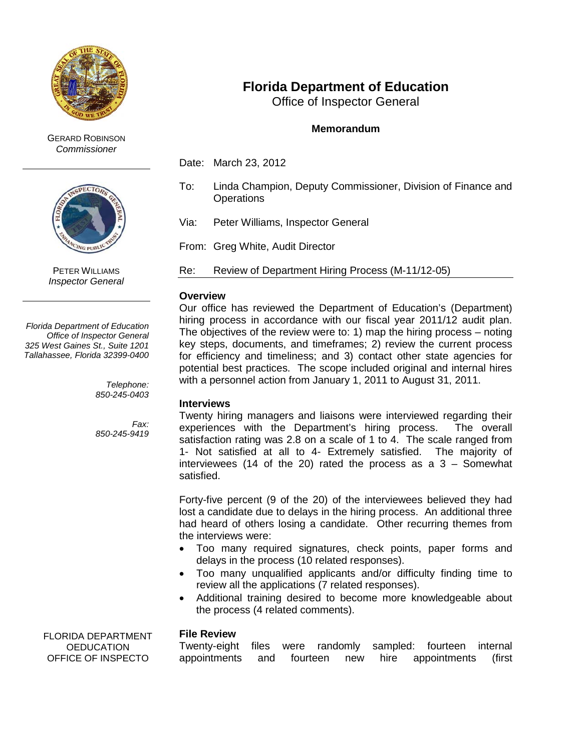GERARD ROBINSON
*Commissioner*

PETER WILLIAMS
*Inspector General*

*Florida Department of Education*
*Office of Inspector General*
*325 West Gaines St., Suite 1201*
*Tallahassee, Florida 32399-0400*

*Telephone:*
*850-245-0403*

*Fax:*
*850-245-9419*

# Florida Department of Education

Office of Inspector General

**Memorandum**

Date: March 23, 2012

To: Linda Champion, Deputy Commissioner, Division of Finance and Operations

Via: Peter Williams, Inspector General

From: Greg White, Audit Director

Re: Review of Department Hiring Process (M-11/12-05)

### Overview

Our office has reviewed the Department of Education's (Department) hiring process in accordance with our fiscal year 2011/12 audit plan. The objectives of the review were to: 1) map the hiring process – noting key steps, documents, and timeframes; 2) review the current process for efficiency and timeliness; and 3) contact other state agencies for potential best practices. The scope included original and internal hires with a personnel action from January 1, 2011 to August 31, 2011.

### Interviews

Twenty hiring managers and liaisons were interviewed regarding their experiences with the Department's hiring process. The overall satisfaction rating was 2.8 on a scale of 1 to 4. The scale ranged from 1- Not satisfied at all to 4- Extremely satisfied. The majority of interviewees (14 of the 20) rated the process as a 3 – Somewhat satisfied.

Forty-five percent (9 of the 20) of the interviewees believed they had lost a candidate due to delays in the hiring process. An additional three had heard of others losing a candidate. Other recurring themes from the interviews were:

- Too many required signatures, check points, paper forms and delays in the process (10 related responses).
- Too many unqualified applicants and/or difficulty finding time to review all the applications (7 related responses).
- Additional training desired to become more knowledgeable about the process (4 related comments).

### File Review

Twenty-eight files were randomly sampled: fourteen internal appointments and fourteen new hire appointments (first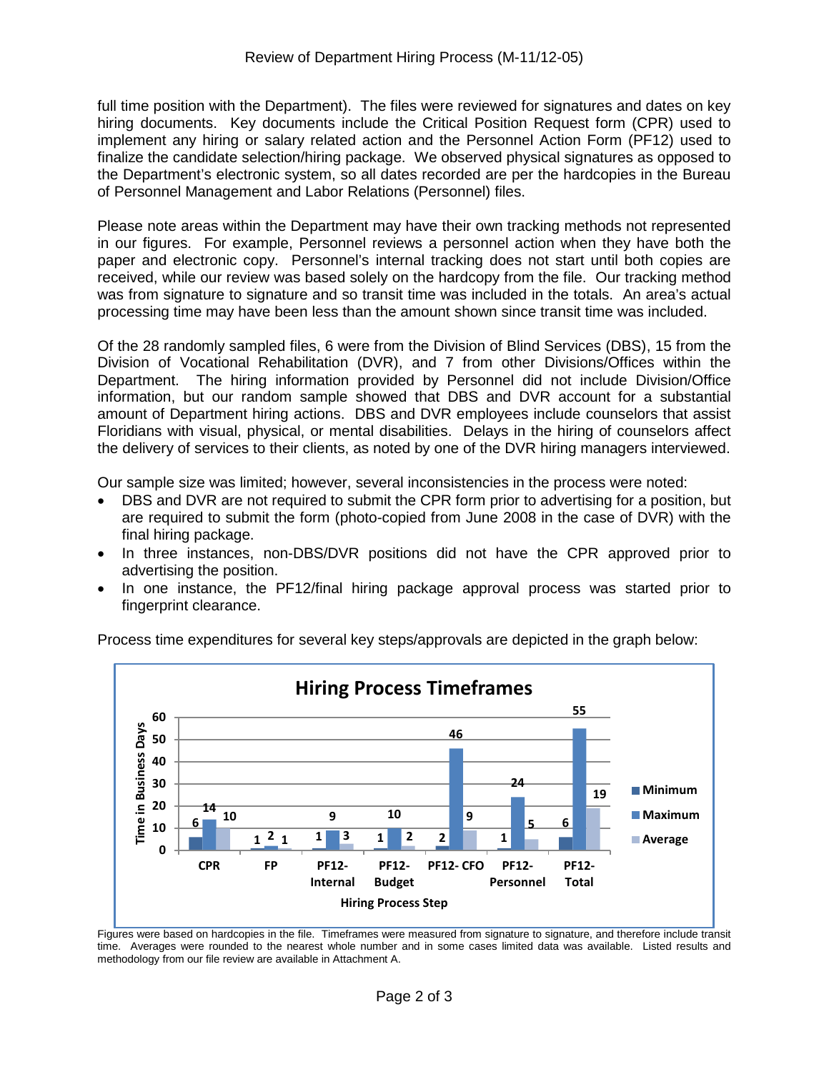full time position with the Department). The files were reviewed for signatures and dates on key hiring documents. Key documents include the Critical Position Request form (CPR) used to implement any hiring or salary related action and the Personnel Action Form (PF12) used to finalize the candidate selection/hiring package. We observed physical signatures as opposed to the Department's electronic system, so all dates recorded are per the hardcopies in the Bureau of Personnel Management and Labor Relations (Personnel) files.

Please note areas within the Department may have their own tracking methods not represented in our figures. For example, Personnel reviews a personnel action when they have both the paper and electronic copy. Personnel's internal tracking does not start until both copies are received, while our review was based solely on the hardcopy from the file. Our tracking method was from signature to signature and so transit time was included in the totals. An area's actual processing time may have been less than the amount shown since transit time was included.

Of the 28 randomly sampled files, 6 were from the Division of Blind Services (DBS), 15 from the Division of Vocational Rehabilitation (DVR), and 7 from other Divisions/Offices within the Department. The hiring information provided by Personnel did not include Division/Office information, but our random sample showed that DBS and DVR account for a substantial amount of Department hiring actions. DBS and DVR employees include counselors that assist Floridians with visual, physical, or mental disabilities. Delays in the hiring of counselors affect the delivery of services to their clients, as noted by one of the DVR hiring managers interviewed.

Our sample size was limited; however, several inconsistencies in the process were noted:

- DBS and DVR are not required to submit the CPR form prior to advertising for a position, but are required to submit the form (photo-copied from June 2008 in the case of DVR) with the final hiring package.
- In three instances, non-DBS/DVR positions did not have the CPR approved prior to advertising the position.
- In one instance, the PF12/final hiring package approval process was started prior to fingerprint clearance.

Process time expenditures for several key steps/approvals are depicted in the graph below:

**Hiring Process Timeframes**

Time in Business Days

| Hiring Process Step | Minimum | Maximum | Average |
|---|---|---|---|
| CPR | 6 | 14 | 10 |
| FP | 1 | 2 | 1 |
| PF12-Internal | 1 | 9 | 3 |
| PF12-Budget | 1 | 10 | 2 |
| PF12- CFO | 2 | 46 | 9 |
| PF12-Personnel | 1 | 24 | 5 |
| PF12-Total | 6 | 55 | 19 |

Figures were based on hardcopies in the file. Timeframes were measured from signature to signature, and therefore include transit time. Averages were rounded to the nearest whole number and in some cases limited data was available. Listed results and methodology from our file review are available in Attachment A.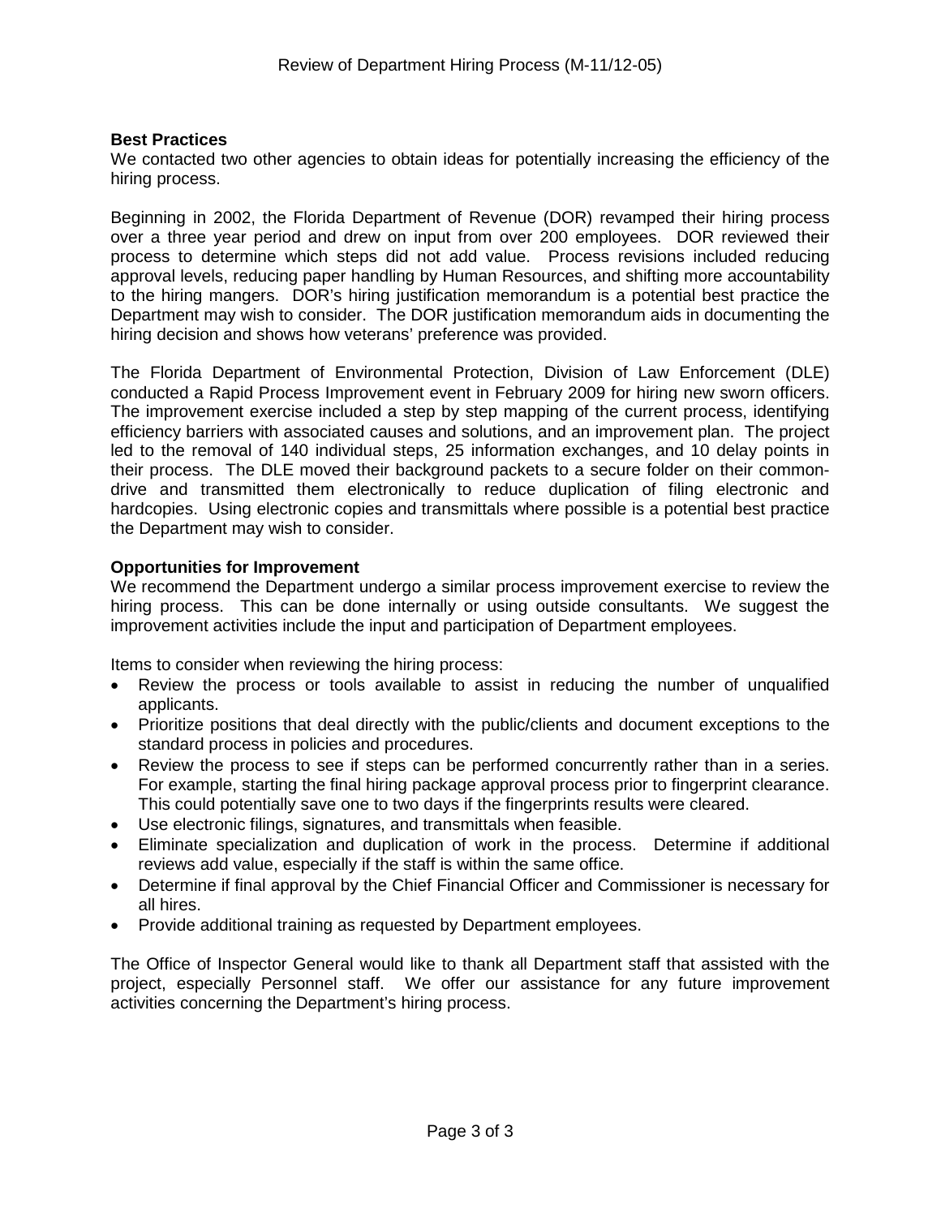**Best Practices**

We contacted two other agencies to obtain ideas for potentially increasing the efficiency of the hiring process.

Beginning in 2002, the Florida Department of Revenue (DOR) revamped their hiring process over a three year period and drew on input from over 200 employees. DOR reviewed their process to determine which steps did not add value. Process revisions included reducing approval levels, reducing paper handling by Human Resources, and shifting more accountability to the hiring mangers. DOR's hiring justification memorandum is a potential best practice the Department may wish to consider. The DOR justification memorandum aids in documenting the hiring decision and shows how veterans' preference was provided.

The Florida Department of Environmental Protection, Division of Law Enforcement (DLE) conducted a Rapid Process Improvement event in February 2009 for hiring new sworn officers. The improvement exercise included a step by step mapping of the current process, identifying efficiency barriers with associated causes and solutions, and an improvement plan. The project led to the removal of 140 individual steps, 25 information exchanges, and 10 delay points in their process. The DLE moved their background packets to a secure folder on their common-drive and transmitted them electronically to reduce duplication of filing electronic and hardcopies. Using electronic copies and transmittals where possible is a potential best practice the Department may wish to consider.

**Opportunities for Improvement**

We recommend the Department undergo a similar process improvement exercise to review the hiring process. This can be done internally or using outside consultants. We suggest the improvement activities include the input and participation of Department employees.

Items to consider when reviewing the hiring process:

- Review the process or tools available to assist in reducing the number of unqualified applicants.
- Prioritize positions that deal directly with the public/clients and document exceptions to the standard process in policies and procedures.
- Review the process to see if steps can be performed concurrently rather than in a series. For example, starting the final hiring package approval process prior to fingerprint clearance. This could potentially save one to two days if the fingerprints results were cleared.
- Use electronic filings, signatures, and transmittals when feasible.
- Eliminate specialization and duplication of work in the process. Determine if additional reviews add value, especially if the staff is within the same office.
- Determine if final approval by the Chief Financial Officer and Commissioner is necessary for all hires.
- Provide additional training as requested by Department employees.

The Office of Inspector General would like to thank all Department staff that assisted with the project, especially Personnel staff. We offer our assistance for any future improvement activities concerning the Department's hiring process.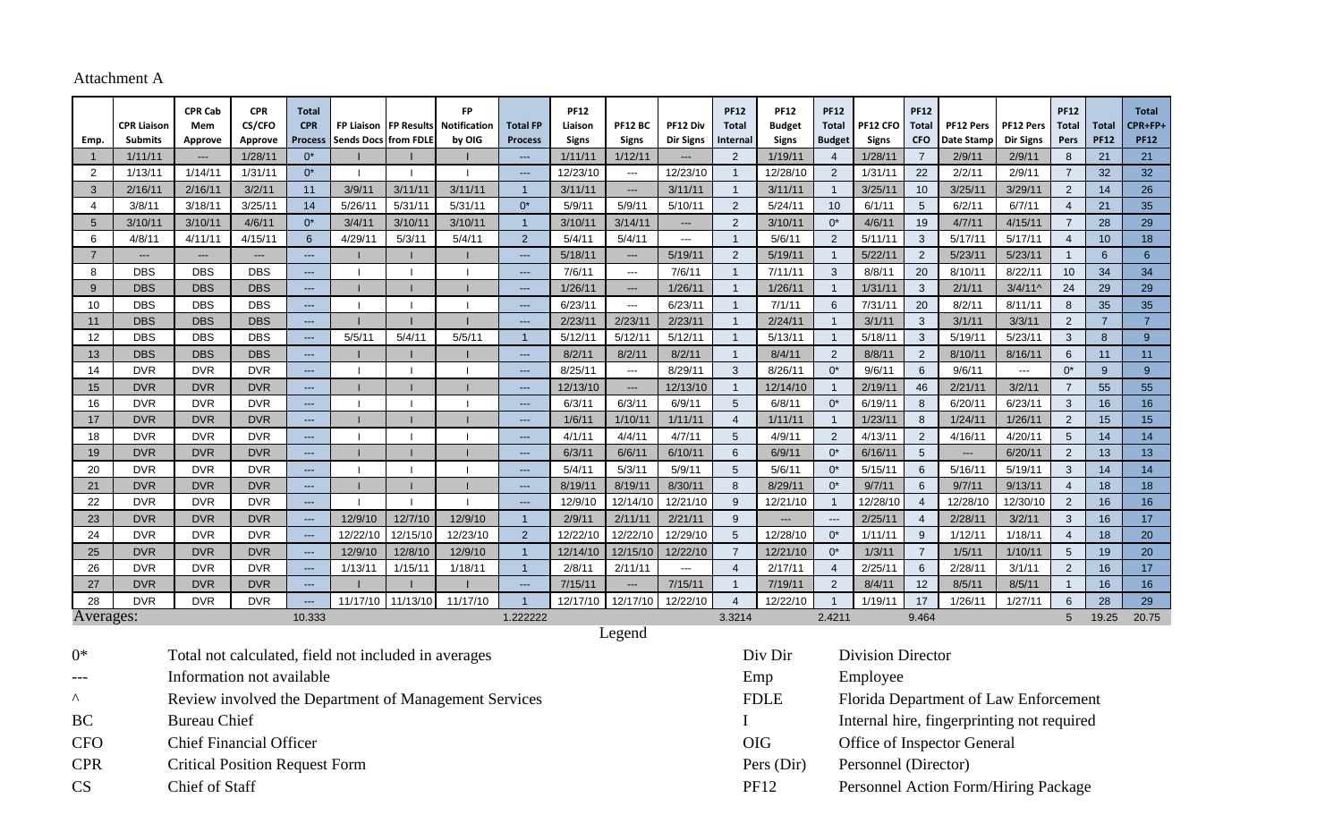Attachment A

| Emp. | CPR Liaison Submits | CPR Cab Mem Approve | CPR CS/CFO Approve | Total CPR Process | FP Liaison Sends Docs | FP Results from FDLE | FP Notification by OIG | Total FP Process | PF12 Liaison Signs | PF12 BC Signs | PF12 Div Dir Signs | PF12 Total Internal | PF12 Budget Signs | PF12 Total Budget | PF12 CFO Signs | PF12 Total CFO | PF12 Pers Date Stamp | PF12 Pers Dir Signs | PF12 Total Pers | Total PF12 | Total CPR+FP+PF12 |
|---|---|---|---|---|---|---|---|---|---|---|---|---|---|---|---|---|---|---|---|---|---|
| 1 | 1/11/11 | --- | 1/28/11 | 0* | I | I | I | --- | 1/11/11 | 1/12/11 | --- | 2 | 1/19/11 | 4 | 1/28/11 | 7 | 2/9/11 | 2/9/11 | 8 | 21 | 21 |
| 2 | 1/13/11 | 1/14/11 | 1/31/11 | 0* | I | I | I | --- | 12/23/10 | --- | 12/23/10 | 1 | 12/28/10 | 2 | 1/31/11 | 22 | 2/2/11 | 2/9/11 | 7 | 32 | 32 |
| 3 | 2/16/11 | 2/16/11 | 3/2/11 | 11 | 3/9/11 | 3/11/11 | 3/11/11 | 1 | 3/11/11 | --- | 3/11/11 | 1 | 3/11/11 | 1 | 3/25/11 | 10 | 3/25/11 | 3/29/11 | 2 | 14 | 26 |
| 4 | 3/8/11 | 3/18/11 | 3/25/11 | 14 | 5/26/11 | 5/31/11 | 5/31/11 | 0* | 5/9/11 | 5/9/11 | 5/10/11 | 2 | 5/24/11 | 10 | 6/1/11 | 5 | 6/2/11 | 6/7/11 | 4 | 21 | 35 |
| 5 | 3/10/11 | 3/10/11 | 4/6/11 | 0* | 3/4/11 | 3/10/11 | 3/10/11 | 1 | 3/10/11 | 3/14/11 | --- | 2 | 3/10/11 | 0* | 4/6/11 | 19 | 4/7/11 | 4/15/11 | 7 | 28 | 29 |
| 6 | 4/8/11 | 4/11/11 | 4/15/11 | 6 | 4/29/11 | 5/3/11 | 5/4/11 | 2 | 5/4/11 | 5/4/11 | --- | 1 | 5/6/11 | 2 | 5/11/11 | 3 | 5/17/11 | 5/17/11 | 4 | 10 | 18 |
| 7 | --- | --- | --- | --- | I | I | I | --- | 5/18/11 | --- | 5/19/11 | 2 | 5/19/11 | 1 | 5/22/11 | 2 | 5/23/11 | 5/23/11 | 1 | 6 | 6 |
| 8 | DBS | DBS | DBS | --- | I | I | I | --- | 7/6/11 | --- | 7/6/11 | 1 | 7/11/11 | 3 | 8/8/11 | 20 | 8/10/11 | 8/22/11 | 10 | 34 | 34 |
| 9 | DBS | DBS | DBS | --- | I | I | I | --- | 1/26/11 | --- | 1/26/11 | 1 | 1/26/11 | 1 | 1/31/11 | 3 | 2/1/11 | 3/4/11^ | 24 | 29 | 29 |
| 10 | DBS | DBS | DBS | --- | I | I | I | --- | 6/23/11 | --- | 6/23/11 | 1 | 7/1/11 | 6 | 7/31/11 | 20 | 8/2/11 | 8/11/11 | 8 | 35 | 35 |
| 11 | DBS | DBS | DBS | --- | I | I | I | --- | 2/23/11 | 2/23/11 | 2/23/11 | 1 | 2/24/11 | 1 | 3/1/11 | 3 | 3/1/11 | 3/3/11 | 2 | 7 | 7 |
| 12 | DBS | DBS | DBS | --- | 5/5/11 | 5/4/11 | 5/5/11 | 1 | 5/12/11 | 5/12/11 | 5/12/11 | 1 | 5/13/11 | 1 | 5/18/11 | 3 | 5/19/11 | 5/23/11 | 3 | 8 | 9 |
| 13 | DBS | DBS | DBS | --- | I | I | I | --- | 8/2/11 | 8/2/11 | 8/2/11 | 1 | 8/4/11 | 2 | 8/8/11 | 2 | 8/10/11 | 8/16/11 | 6 | 11 | 11 |
| 14 | DVR | DVR | DVR | --- | I | I | I | --- | 8/25/11 | --- | 8/29/11 | 3 | 8/26/11 | 0* | 9/6/11 | 6 | 9/6/11 | --- | 0* | 9 | 9 |
| 15 | DVR | DVR | DVR | --- | I | I | I | --- | 12/13/10 | --- | 12/13/10 | 1 | 12/14/10 | 1 | 2/19/11 | 46 | 2/21/11 | 3/2/11 | 7 | 55 | 55 |
| 16 | DVR | DVR | DVR | --- | I | I | I | --- | 6/3/11 | 6/3/11 | 6/9/11 | 5 | 6/8/11 | 0* | 6/19/11 | 8 | 6/20/11 | 6/23/11 | 3 | 16 | 16 |
| 17 | DVR | DVR | DVR | --- | I | I | I | --- | 1/6/11 | 1/10/11 | 1/11/11 | 4 | 1/11/11 | 1 | 1/23/11 | 8 | 1/24/11 | 1/26/11 | 2 | 15 | 15 |
| 18 | DVR | DVR | DVR | --- | I | I | I | --- | 4/1/11 | 4/4/11 | 4/7/11 | 5 | 4/9/11 | 2 | 4/13/11 | 2 | 4/16/11 | 4/20/11 | 5 | 14 | 14 |
| 19 | DVR | DVR | DVR | --- | I | I | I | --- | 6/3/11 | 6/6/11 | 6/10/11 | 6 | 6/9/11 | 0* | 6/16/11 | 5 | --- | 6/20/11 | 2 | 13 | 13 |
| 20 | DVR | DVR | DVR | --- | I | I | I | --- | 5/4/11 | 5/3/11 | 5/9/11 | 5 | 5/6/11 | 0* | 5/15/11 | 6 | 5/16/11 | 5/19/11 | 3 | 14 | 14 |
| 21 | DVR | DVR | DVR | --- | I | I | I | --- | 8/19/11 | 8/19/11 | 8/30/11 | 8 | 8/29/11 | 0* | 9/7/11 | 6 | 9/7/11 | 9/13/11 | 4 | 18 | 18 |
| 22 | DVR | DVR | DVR | --- | I | I | I | --- | 12/9/10 | 12/14/10 | 12/21/10 | 9 | 12/21/10 | 1 | 12/28/10 | 4 | 12/28/10 | 12/30/10 | 2 | 16 | 16 |
| 23 | DVR | DVR | DVR | --- | 12/9/10 | 12/7/10 | 12/9/10 | 1 | 2/9/11 | 2/11/11 | 2/21/11 | 9 | --- | --- | 2/25/11 | 4 | 2/28/11 | 3/2/11 | 3 | 16 | 17 |
| 24 | DVR | DVR | DVR | --- | 12/22/10 | 12/15/10 | 12/23/10 | 2 | 12/22/10 | 12/22/10 | 12/29/10 | 5 | 12/28/10 | 0* | 1/11/11 | 9 | 1/12/11 | 1/18/11 | 4 | 18 | 20 |
| 25 | DVR | DVR | DVR | --- | 12/9/10 | 12/8/10 | 12/9/10 | 1 | 12/14/10 | 12/15/10 | 12/22/10 | 7 | 12/21/10 | 0* | 1/3/11 | 7 | 1/5/11 | 1/10/11 | 5 | 19 | 20 |
| 26 | DVR | DVR | DVR | --- | 1/13/11 | 1/15/11 | 1/18/11 | 1 | 2/8/11 | 2/11/11 | --- | 4 | 2/17/11 | 4 | 2/25/11 | 6 | 2/28/11 | 3/1/11 | 2 | 16 | 17 |
| 27 | DVR | DVR | DVR | --- | I | I | I | --- | 7/15/11 | --- | 7/15/11 | 1 | 7/19/11 | 2 | 8/4/11 | 12 | 8/5/11 | 8/5/11 | 1 | 16 | 16 |
| 28 | DVR | DVR | DVR | --- | 11/17/10 | 11/13/10 | 11/17/10 | 1 | 12/17/10 | 12/17/10 | 12/22/10 | 4 | 12/22/10 | 1 | 1/19/11 | 17 | 1/26/11 | 1/27/11 | 6 | 28 | 29 |
| Averages: | | | | 10.333 | | | | 1.222222 | | | | 3.3214 | | 2.4211 | | 9.464 | | | 5 | 19.25 | 20.75 |

Legend

| | | | |
|---|---|---|---|
| 0* | Total not calculated, field not included in averages | Div Dir | Division Director |
| --- | Information not available | Emp | Employee |
| ^ | Review involved the Department of Management Services | FDLE | Florida Department of Law Enforcement |
| BC | Bureau Chief | I | Internal hire, fingerprinting not required |
| CFO | Chief Financial Officer | OIG | Office of Inspector General |
| CPR | Critical Position Request Form | Pers (Dir) | Personnel (Director) |
| CS | Chief of Staff | PF12 | Personnel Action Form/Hiring Package |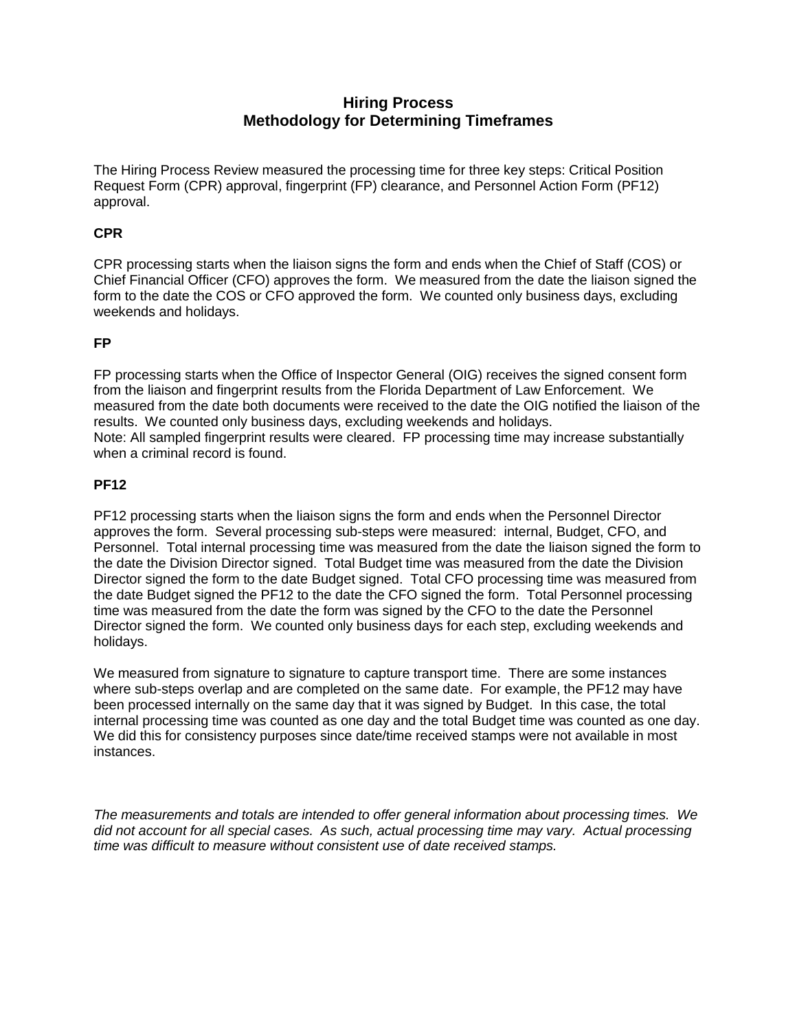# Hiring Process
# Methodology for Determining Timeframes

The Hiring Process Review measured the processing time for three key steps: Critical Position Request Form (CPR) approval, fingerprint (FP) clearance, and Personnel Action Form (PF12) approval.

**CPR**

CPR processing starts when the liaison signs the form and ends when the Chief of Staff (COS) or Chief Financial Officer (CFO) approves the form. We measured from the date the liaison signed the form to the date the COS or CFO approved the form. We counted only business days, excluding weekends and holidays.

**FP**

FP processing starts when the Office of Inspector General (OIG) receives the signed consent form from the liaison and fingerprint results from the Florida Department of Law Enforcement. We measured from the date both documents were received to the date the OIG notified the liaison of the results. We counted only business days, excluding weekends and holidays.
Note: All sampled fingerprint results were cleared. FP processing time may increase substantially when a criminal record is found.

**PF12**

PF12 processing starts when the liaison signs the form and ends when the Personnel Director approves the form. Several processing sub-steps were measured: internal, Budget, CFO, and Personnel. Total internal processing time was measured from the date the liaison signed the form to the date the Division Director signed. Total Budget time was measured from the date the Division Director signed the form to the date Budget signed. Total CFO processing time was measured from the date Budget signed the PF12 to the date the CFO signed the form. Total Personnel processing time was measured from the date the form was signed by the CFO to the date the Personnel Director signed the form. We counted only business days for each step, excluding weekends and holidays.

We measured from signature to signature to capture transport time. There are some instances where sub-steps overlap and are completed on the same date. For example, the PF12 may have been processed internally on the same day that it was signed by Budget. In this case, the total internal processing time was counted as one day and the total Budget time was counted as one day. We did this for consistency purposes since date/time received stamps were not available in most instances.

*The measurements and totals are intended to offer general information about processing times. We did not account for all special cases. As such, actual processing time may vary. Actual processing time was difficult to measure without consistent use of date received stamps.*